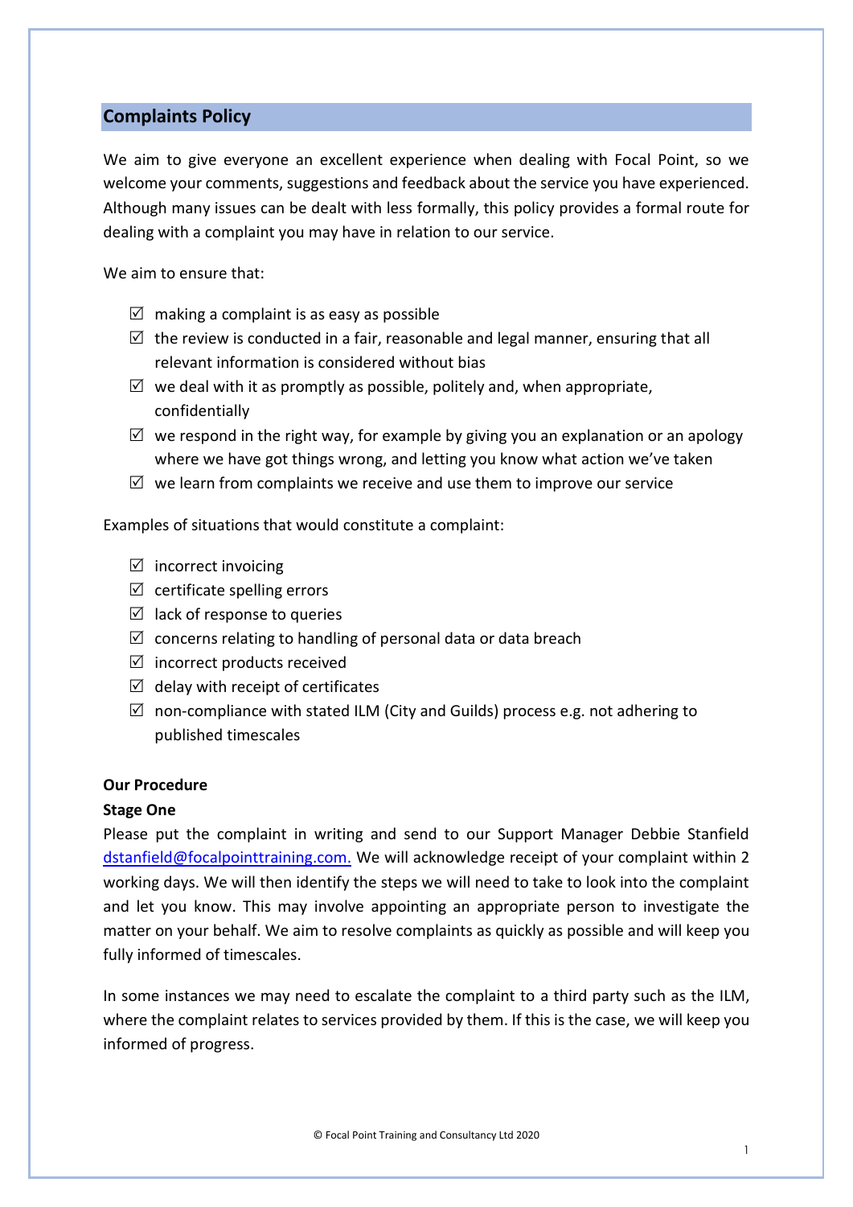## Complaints Policy

We aim to give everyone an excellent experience when dealing with Focal Point, so we welcome your comments, suggestions and feedback about the service you have experienced. Although many issues can be dealt with less formally, this policy provides a formal route for dealing with a complaint you may have in relation to our service.

We aim to ensure that:

- ☑ making a complaint is as easy as possible
- ☑ the review is conducted in a fair, reasonable and legal manner, ensuring that all relevant information is considered without bias
- ☑ we deal with it as promptly as possible, politely and, when appropriate, confidentially
- ☑ we respond in the right way, for example by giving you an explanation or an apology where we have got things wrong, and letting you know what action we've taken
- ☑ we learn from complaints we receive and use them to improve our service

Examples of situations that would constitute a complaint:

- ☑ incorrect invoicing
- ☑ certificate spelling errors
- ☑ lack of response to queries
- ☑ concerns relating to handling of personal data or data breach
- ☑ incorrect products received
- ☑ delay with receipt of certificates
- ☑ non-compliance with stated ILM (City and Guilds) process e.g. not adhering to published timescales

**Our Procedure**

**Stage One**

Please put the complaint in writing and send to our Support Manager Debbie Stanfield dstanfield@focalpointtraining.com. We will acknowledge receipt of your complaint within 2 working days. We will then identify the steps we will need to take to look into the complaint and let you know. This may involve appointing an appropriate person to investigate the matter on your behalf. We aim to resolve complaints as quickly as possible and will keep you fully informed of timescales.

In some instances we may need to escalate the complaint to a third party such as the ILM, where the complaint relates to services provided by them. If this is the case, we will keep you informed of progress.

© Focal Point Training and Consultancy Ltd 2020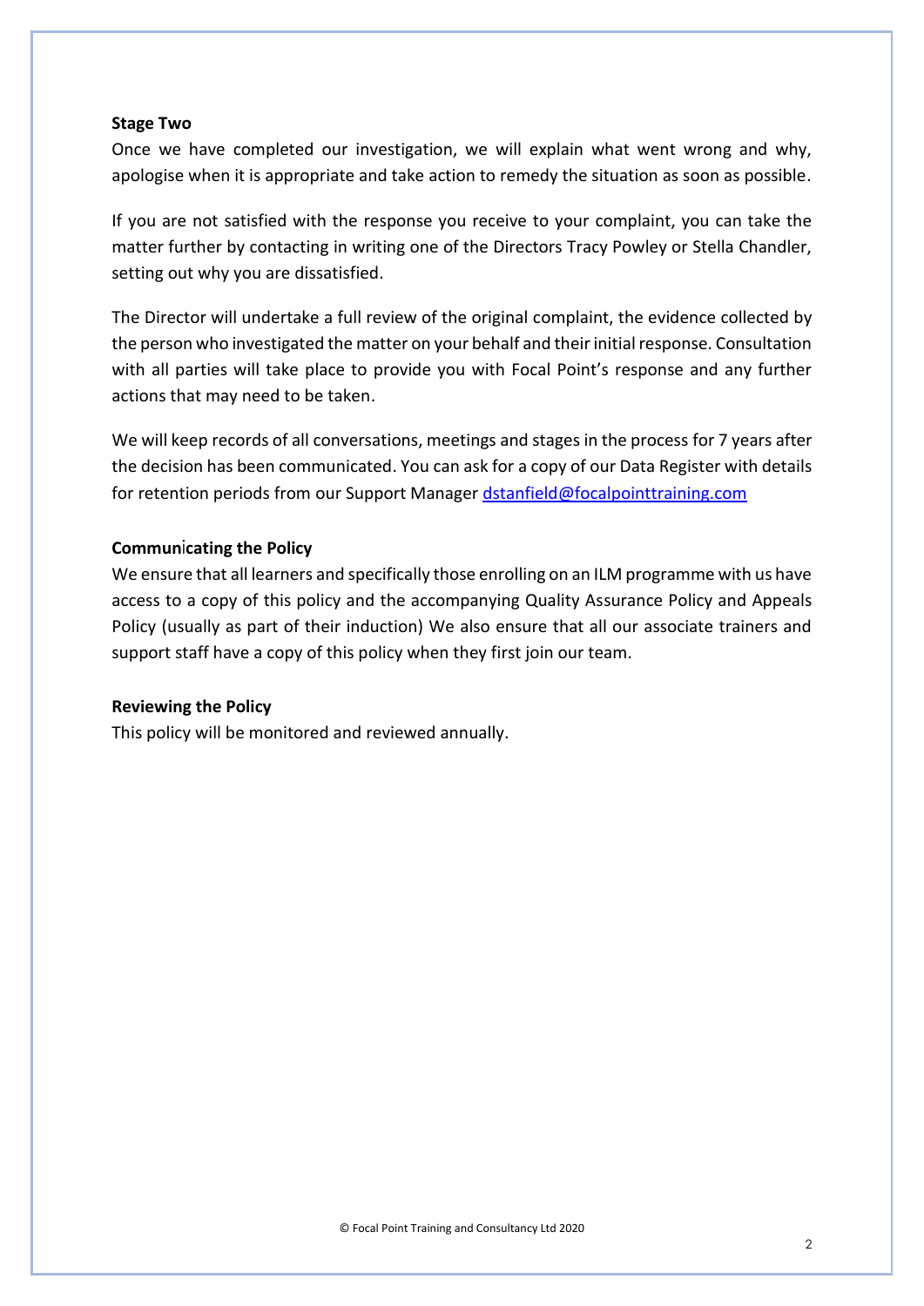**Stage Two**

Once we have completed our investigation, we will explain what went wrong and why, apologise when it is appropriate and take action to remedy the situation as soon as possible.

If you are not satisfied with the response you receive to your complaint, you can take the matter further by contacting in writing one of the Directors Tracy Powley or Stella Chandler, setting out why you are dissatisfied.

The Director will undertake a full review of the original complaint, the evidence collected by the person who investigated the matter on your behalf and their initial response. Consultation with all parties will take place to provide you with Focal Point's response and any further actions that may need to be taken.

We will keep records of all conversations, meetings and stages in the process for 7 years after the decision has been communicated. You can ask for a copy of our Data Register with details for retention periods from our Support Manager dstanfield@focalpointtraining.com

**Communicating the Policy**

We ensure that all learners and specifically those enrolling on an ILM programme with us have access to a copy of this policy and the accompanying Quality Assurance Policy and Appeals Policy (usually as part of their induction) We also ensure that all our associate trainers and support staff have a copy of this policy when they first join our team.

**Reviewing the Policy**

This policy will be monitored and reviewed annually.

© Focal Point Training and Consultancy Ltd 2020